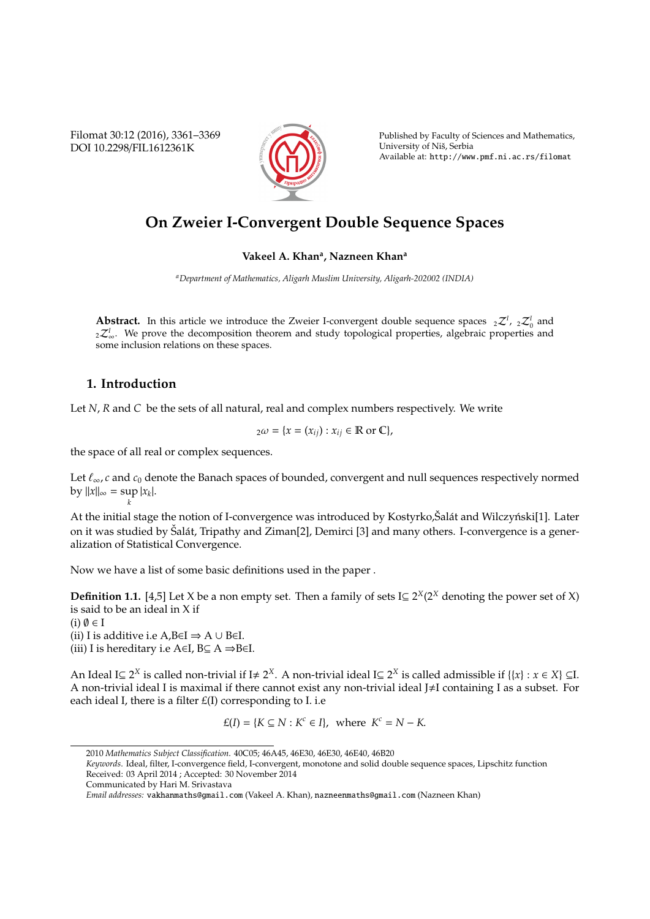# On Zweier I-Convergent Double Sequence Spaces

**Vakeel A. Khan[a], Nazneen Khan[a]**

[a] *Department of Mathematics, Aligarh Muslim University, Aligarh-202002 (INDIA)*

**Abstract.** In this article we introduce the Zweier I-convergent double sequence spaces ${}_2\mathcal{Z}^I$, ${}_2\mathcal{Z}^I_0$ and ${}_2\mathcal{Z}^I_\infty$. We prove the decomposition theorem and study topological properties, algebraic properties and some inclusion relations on these spaces.

## 1. Introduction

Let $N$, $R$ and $C$ be the sets of all natural, real and complex numbers respectively. We write

$$_2\omega = \{x = (x_{ij}) : x_{ij} \in \mathbb{R} \text{ or } \mathbb{C}\},$$

the space of all real or complex sequences.

Let $\ell_\infty$, $c$ and $c_0$ denote the Banach spaces of bounded, convergent and null sequences respectively normed by $\|x\|_\infty = \sup_k |x_k|$.

At the initial stage the notion of I-convergence was introduced by Kostyrko,Šalát and Wilczyński[1]. Later on it was studied by Šalát, Tripathy and Ziman[2], Demirci [3] and many others. I-convergence is a generalization of Statistical Convergence.

Now we have a list of some basic definitions used in the paper .

**Definition 1.1.** [4,5] Let X be a non empty set. Then a family of sets I$\subseteq 2^X$($2^X$ denoting the power set of X) is said to be an ideal in X if
(i) $\emptyset \in$ I
(ii) I is additive i.e A,B$\in$I $\Rightarrow$ A $\cup$ B$\in$I.
(iii) I is hereditary i.e A$\in$I, B$\subseteq$ A $\Rightarrow$B$\in$I.

An Ideal I$\subseteq 2^X$ is called non-trivial if I$\neq 2^X$. A non-trivial ideal I$\subseteq 2^X$ is called admissible if $\{\{x\} : x \in X\} \subseteq$I. A non-trivial ideal I is maximal if there cannot exist any non-trivial ideal J$\neq$I containing I as a subset. For each ideal I, there is a filter £(I) corresponding to I. i.e

$$£(I) = \{K \subseteq N : K^c \in I\}, \text{ where } K^c = N - K.$$

2010 *Mathematics Subject Classification*. 40C05; 46A45, 46E30, 46E30, 46E40, 46B20

*Keywords*. Ideal, filter, I-convergence field, I-convergent, monotone and solid double sequence spaces, Lipschitz function

Received: 03 April 2014 ; Accepted: 30 November 2014

Communicated by Hari M. Srivastava

*Email addresses:* vakhanmaths@gmail.com (Vakeel A. Khan), nazneenmaths@gmail.com (Nazneen Khan)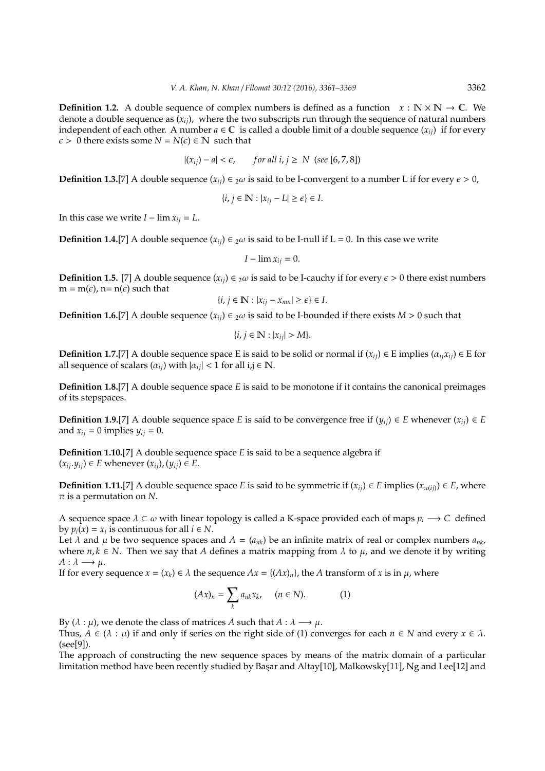**Definition 1.2.** A double sequence of complex numbers is defined as a function $x : \mathbb{N} \times \mathbb{N} \rightarrow \mathbb{C}$. We denote a double sequence as $(x_{ij})$, where the two subscripts run through the sequence of natural numbers independent of each other. A number $a \in \mathbb{C}$ is called a double limit of a double sequence $(x_{ij})$ if for every $\epsilon > 0$ there exists some $N = N(\epsilon) \in \mathbb{N}$ such that

$$|(x_{ij}) - a| < \epsilon, \qquad \textit{for all } i, j \geq N \ \ (\textit{see } [6, 7, 8])$$

**Definition 1.3.**[7] A double sequence $(x_{ij}) \in {}_2\omega$ is said to be I-convergent to a number L if for every $\epsilon > 0$,

$$\{i, j \in \mathbb{N} : |x_{ij} - L| \geq \epsilon\} \in I.$$

In this case we write $I - \lim x_{ij} = L$.

**Definition 1.4.**[7] A double sequence $(x_{ij}) \in {}_2\omega$ is said to be I-null if L = 0. In this case we write

$$I - \lim x_{ij} = 0.$$

**Definition 1.5.** [7] A double sequence $(x_{ij}) \in {}_2\omega$ is said to be I-cauchy if for every $\epsilon > 0$ there exist numbers m = m($\epsilon$), n= n($\epsilon$) such that

$$\{i, j \in \mathbb{N} : |x_{ij} - x_{mn}| \geq \epsilon\} \in I.$$

**Definition 1.6.**[7] A double sequence $(x_{ij}) \in {}_2\omega$ is said to be I-bounded if there exists $M > 0$ such that

$$\{i, j \in \mathbb{N} : |x_{ij}| > M\}.$$

**Definition 1.7.**[7] A double sequence space E is said to be solid or normal if $(x_{ij}) \in E$ implies $(\alpha_{ij} x_{ij}) \in E$ for all sequence of scalars $(\alpha_{ij})$ with $|\alpha_{ij}| < 1$ for all i,j $\in \mathbb{N}$.

**Definition 1.8.**[7] A double sequence space $E$ is said to be monotone if it contains the canonical preimages of its stepspaces.

**Definition 1.9.**[7] A double sequence space $E$ is said to be convergence free if $(y_{ij}) \in E$ whenever $(x_{ij}) \in E$ and $x_{ij} = 0$ implies $y_{ij} = 0$.

**Definition 1.10.**[7] A double sequence space $E$ is said to be a sequence algebra if $(x_{ij}.y_{ij}) \in E$ whenever $(x_{ij}), (y_{ij}) \in E$.

**Definition 1.11.**[7] A double sequence space $E$ is said to be symmetric if $(x_{ij}) \in E$ implies $(x_{\pi(ij)}) \in E$, where $\pi$ is a permutation on $N$.

A sequence space $\lambda \subset \omega$ with linear topology is called a K-space provided each of maps $p_i \longrightarrow C$ defined by $p_i(x) = x_i$ is continuous for all $i \in N$.
Let $\lambda$ and $\mu$ be two sequence spaces and $A = (a_{nk})$ be an infinite matrix of real or complex numbers $a_{nk}$, where $n, k \in N$. Then we say that $A$ defines a matrix mapping from $\lambda$ to $\mu$, and we denote it by writing $A : \lambda \longrightarrow \mu$.
If for every sequence $x = (x_k) \in \lambda$ the sequence $Ax = \{(Ax)_n\}$, the $A$ transform of $x$ is in $\mu$, where

$$(Ax)_n = \sum_k a_{nk} x_k, \quad (n \in N). \qquad (1)$$

By $(\lambda : \mu)$, we denote the class of matrices $A$ such that $A : \lambda \longrightarrow \mu$.
Thus, $A \in (\lambda : \mu)$ if and only if series on the right side of (1) converges for each $n \in N$ and every $x \in \lambda$. (see[9]).
The approach of constructing the new sequence spaces by means of the matrix domain of a particular limitation method have been recently studied by Başar and Altay[10], Malkowsky[11], Ng and Lee[12] and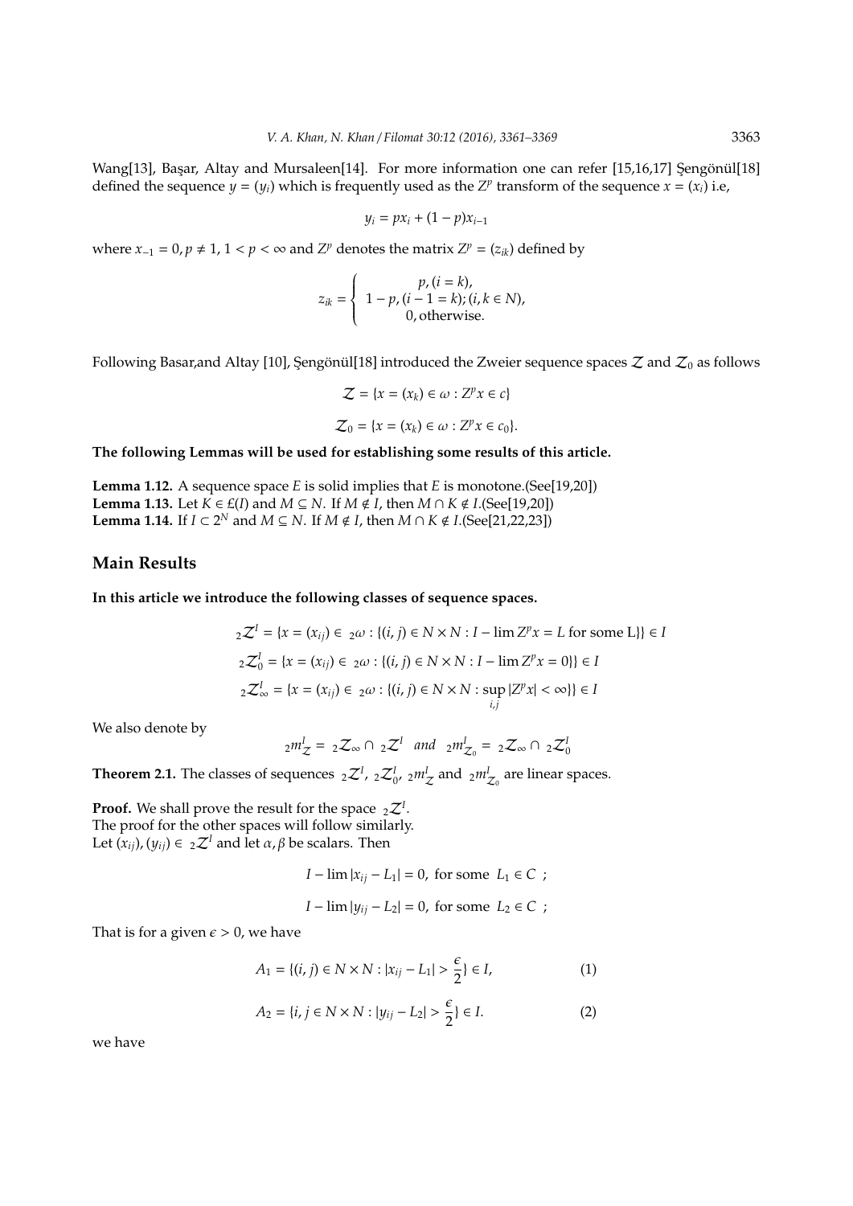Wang[13], Başar, Altay and Mursaleen[14]. For more information one can refer [15,16,17] Şengönül[18] defined the sequence $y = (y_i)$ which is frequently used as the $Z^p$ transform of the sequence $x = (x_i)$ i.e,

$$y_i = px_i + (1-p)x_{i-1}$$

where $x_{-1} = 0, p \neq 1, 1 < p < \infty$ and $Z^p$ denotes the matrix $Z^p = (z_{ik})$ defined by

$$z_{ik} = \begin{cases} p, (i = k), \\ 1-p, (i-1 = k); (i, k \in N), \\ 0, \text{otherwise.} \end{cases}$$

Following Basar,and Altay [10], Şengönül[18] introduced the Zweier sequence spaces $\mathcal{Z}$ and $\mathcal{Z}_0$ as follows

$$\mathcal{Z} = \{x = (x_k) \in \omega : Z^p x \in c\}$$

$$\mathcal{Z}_0 = \{x = (x_k) \in \omega : Z^p x \in c_0\}.$$

**The following Lemmas will be used for establishing some results of this article.**

**Lemma 1.12.** A sequence space $E$ is solid implies that $E$ is monotone.(See[19,20])
**Lemma 1.13.** Let $K \in \pounds(I)$ and $M \subseteq N$. If $M \notin I$, then $M \cap K \notin I$.(See[19,20])
**Lemma 1.14.** If $I \subset 2^N$ and $M \subseteq N$. If $M \notin I$, then $M \cap K \notin I$.(See[21,22,23])

## Main Results

**In this article we introduce the following classes of sequence spaces.**

$${}_2\mathcal{Z}^I = \{x = (x_{ij}) \in {}_2\omega : \{(i,j) \in N \times N : I - \lim Z^p x = L \text{ for some L}\}\} \in I$$

$${}_2\mathcal{Z}_0^I = \{x = (x_{ij}) \in {}_2\omega : \{(i,j) \in N \times N : I - \lim Z^p x = 0\}\} \in I$$

$${}_2\mathcal{Z}_\infty^I = \{x = (x_{ij}) \in {}_2\omega : \{(i,j) \in N \times N : \sup_{i,j} |Z^p x| < \infty\}\} \in I$$

We also denote by

$${}_2m_{\mathcal{Z}}^I = {}_2\mathcal{Z}_\infty \cap {}_2\mathcal{Z}^I \quad and \quad {}_2m_{\mathcal{Z}_0}^I = {}_2\mathcal{Z}_\infty \cap {}_2\mathcal{Z}_0^I$$

**Theorem 2.1.** The classes of sequences ${}_2\mathcal{Z}^I$, ${}_2\mathcal{Z}_0^I$, ${}_2m_{\mathcal{Z}}^I$ and ${}_2m_{\mathcal{Z}_0}^I$ are linear spaces.

**Proof.** We shall prove the result for the space ${}_2\mathcal{Z}^I$.
The proof for the other spaces will follow similarly.
Let $(x_{ij}), (y_{ij}) \in {}_2\mathcal{Z}^I$ and let $\alpha, \beta$ be scalars. Then

$$I - \lim |x_{ij} - L_1| = 0, \text{ for some } L_1 \in C \ ;$$

$$I - \lim |y_{ij} - L_2| = 0, \text{ for some } L_2 \in C \ ;$$

That is for a given $\epsilon > 0$, we have

$$A_1 = \{(i,j) \in N \times N : |x_{ij} - L_1| > \frac{\epsilon}{2}\} \in I, \qquad (1)$$

$$A_2 = \{i, j \in N \times N : |y_{ij} - L_2| > \frac{\epsilon}{2}\} \in I. \qquad (2)$$

we have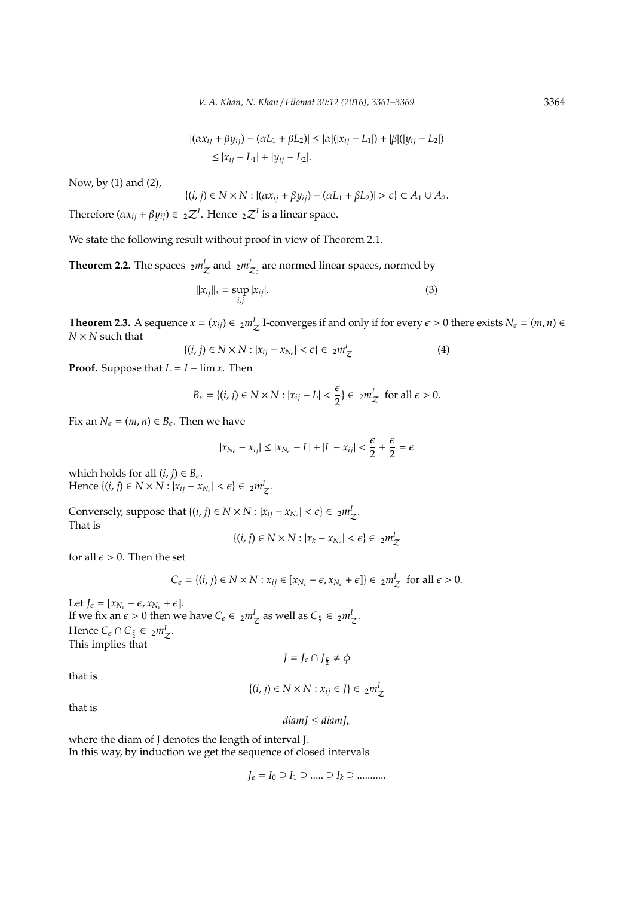$$|(\alpha x_{ij} + \beta y_{ij}) - (\alpha L_1 + \beta L_2)| \leq |\alpha|(|x_{ij} - L_1|) + |\beta|(|y_{ij} - L_2|)$$
$$\leq |x_{ij} - L_1| + |y_{ij} - L_2|.$$

Now, by (1) and (2),

$$\{(i, j) \in N \times N : |(\alpha x_{ij} + \beta y_{ij}) - (\alpha L_1 + \beta L_2)| > \epsilon\} \subset A_1 \cup A_2.$$

Therefore $(\alpha x_{ij} + \beta y_{ij}) \in {}_2\mathcal{Z}^I$. Hence ${}_2\mathcal{Z}^I$ is a linear space.

We state the following result without proof in view of Theorem 2.1.

**Theorem 2.2.** The spaces ${}_2m^I_{\mathcal{Z}}$ and ${}_2m^I_{\mathcal{Z}_0}$ are normed linear spaces, normed by

$$\|x_{ij}\|_* = \sup_{i,j} |x_{ij}|. \tag{3}$$

**Theorem 2.3.** A sequence $x = (x_{ij}) \in {}_2m^I_{\mathcal{Z}}$ I-converges if and only if for every $\epsilon > 0$ there exists $N_\epsilon = (m, n) \in N \times N$ such that

$$\{(i, j) \in N \times N : |x_{ij} - x_{N_\epsilon}| < \epsilon\} \in {}_2m^I_{\mathcal{Z}} \tag{4}$$

**Proof.** Suppose that $L = I - \lim x$. Then

$$B_\epsilon = \{(i, j) \in N \times N : |x_{ij} - L| < \frac{\epsilon}{2}\} \in {}_2m^I_{\mathcal{Z}} \text{ for all } \epsilon > 0.$$

Fix an $N_\epsilon = (m, n) \in B_\epsilon$. Then we have

$$|x_{N_\epsilon} - x_{ij}| \leq |x_{N_\epsilon} - L| + |L - x_{ij}| < \frac{\epsilon}{2} + \frac{\epsilon}{2} = \epsilon$$

which holds for all $(i, j) \in B_\epsilon$.
Hence $\{(i, j) \in N \times N : |x_{ij} - x_{N_\epsilon}| < \epsilon\} \in {}_2m^I_{\mathcal{Z}}$.

Conversely, suppose that $\{(i, j) \in N \times N : |x_{ij} - x_{N_\epsilon}| < \epsilon\} \in {}_2m^I_{\mathcal{Z}}$.
That is

$$\{(i, j) \in N \times N : |x_k - x_{N_\epsilon}| < \epsilon\} \in {}_2m^I_{\mathcal{Z}}$$

for all $\epsilon > 0$. Then the set

$$C_\epsilon = \{(i, j) \in N \times N : x_{ij} \in [x_{N_\epsilon} - \epsilon, x_{N_\epsilon} + \epsilon]\} \in {}_2m^I_{\mathcal{Z}} \text{ for all } \epsilon > 0.$$

Let $J_\epsilon = [x_{N_\epsilon} - \epsilon, x_{N_\epsilon} + \epsilon]$.
If we fix an $\epsilon > 0$ then we have $C_\epsilon \in {}_2m^I_{\mathcal{Z}}$ as well as $C_{\frac{\epsilon}{2}} \in {}_2m^I_{\mathcal{Z}}$.
Hence $C_\epsilon \cap C_{\frac{\epsilon}{2}} \in {}_2m^I_{\mathcal{Z}}$.
This implies that

$$J = J_\epsilon \cap J_{\frac{\epsilon}{2}} \neq \phi$$

that is

$$\{(i, j) \in N \times N : x_{ij} \in J\} \in {}_2m^I_{\mathcal{Z}}$$

that is

$$diam J \leq diam J_\epsilon$$

where the diam of J denotes the length of interval J.
In this way, by induction we get the sequence of closed intervals

$$J_\epsilon = I_0 \supseteq I_1 \supseteq \ldots\ldots \supseteq I_k \supseteq \ldots\ldots\ldots\ldots$$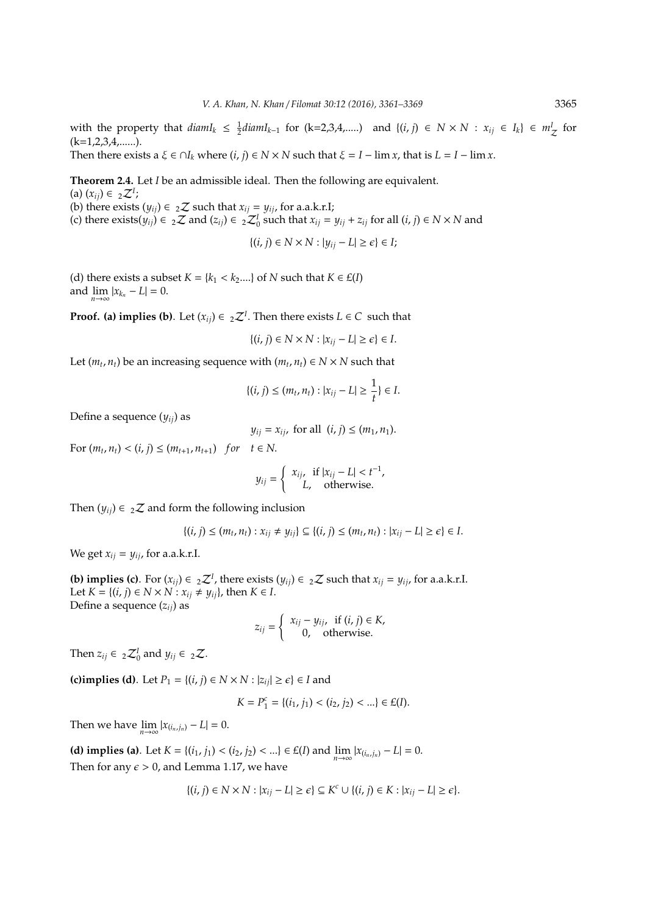with the property that $diamI_k \leq \frac{1}{2}diamI_{k-1}$ for (k=2,3,4,.....) and $\{(i,j) \in N \times N : x_{ij} \in I_k\} \in m^I_{\mathcal{Z}}$ for (k=1,2,3,4,......).
Then there exists a $\xi \in \cap I_k$ where $(i,j) \in N \times N$ such that $\xi = I - \lim x$, that is $L = I - \lim x$.

**Theorem 2.4.** Let $I$ be an admissible ideal. Then the following are equivalent.
(a) $(x_{ij}) \in {}_2\mathcal{Z}^I$;
(b) there exists $(y_{ij}) \in {}_2\mathcal{Z}$ such that $x_{ij} = y_{ij}$, for a.a.k.r.I;
(c) there exists$(y_{ij}) \in {}_2\mathcal{Z}$ and $(z_{ij}) \in {}_2\mathcal{Z}^I_0$ such that $x_{ij} = y_{ij} + z_{ij}$ for all $(i,j) \in N \times N$ and

$$\{(i,j) \in N \times N : |y_{ij} - L| \geq \epsilon\} \in I;$$

(d) there exists a subset $K = \{k_1 < k_2....\}$ of $N$ such that $K \in \pounds(I)$ and $\lim_{n\to\infty} |x_{k_n} - L| = 0$.

**Proof. (a) implies (b)**. Let $(x_{ij}) \in {}_2\mathcal{Z}^I$. Then there exists $L \in C$ such that

$$\{(i,j) \in N \times N : |x_{ij} - L| \geq \epsilon\} \in I.$$

Let $(m_t, n_t)$ be an increasing sequence with $(m_t, n_t) \in N \times N$ such that

$$\{(i,j) \leq (m_t, n_t) : |x_{ij} - L| \geq \frac{1}{t}\} \in I.$$

Define a sequence $(y_{ij})$ as

$$y_{ij} = x_{ij}, \text{ for all } (i,j) \leq (m_1, n_1).$$

For $(m_t, n_t) < (i,j) \leq (m_{t+1}, n_{t+1})$ $for$ $t \in N$.

$$y_{ij} = \begin{cases} x_{ij}, & \text{if } |x_{ij} - L| < t^{-1}, \\ L, & \text{otherwise.} \end{cases}$$

Then $(y_{ij}) \in {}_2\mathcal{Z}$ and form the following inclusion

$$\{(i,j) \leq (m_t, n_t) : x_{ij} \neq y_{ij}\} \subseteq \{(i,j) \leq (m_t, n_t) : |x_{ij} - L| \geq \epsilon\} \in I.$$

We get $x_{ij} = y_{ij}$, for a.a.k.r.I.

**(b) implies (c)**. For $(x_{ij}) \in {}_2\mathcal{Z}^I$, there exists $(y_{ij}) \in {}_2\mathcal{Z}$ such that $x_{ij} = y_{ij}$, for a.a.k.r.I.
Let $K = \{(i,j) \in N \times N : x_{ij} \neq y_{ij}\}$, then $K \in I$.
Define a sequence $(z_{ij})$ as

$$z_{ij} = \begin{cases} x_{ij} - y_{ij}, & \text{if } (i,j) \in K, \\ 0, & \text{otherwise.} \end{cases}$$

Then $z_{ij} \in {}_2\mathcal{Z}^I_0$ and $y_{ij} \in {}_2\mathcal{Z}$.

**(c)implies (d)**. Let $P_1 = \{(i,j) \in N \times N : |z_{ij}| \geq \epsilon\} \in I$ and

$$K = P_1^c = \{(i_1, j_1) < (i_2, j_2) < ...\} \in \pounds(I).$$

Then we have $\lim_{n\to\infty} |x_{(i_n, j_n)} - L| = 0$.

**(d) implies (a)**. Let $K = \{(i_1, j_1) < (i_2, j_2) < ...\} \in \pounds(I)$ and $\lim_{n\to\infty} |x_{(i_n, j_n)} - L| = 0$.
Then for any $\epsilon > 0$, and Lemma 1.17, we have

$$\{(i,j) \in N \times N : |x_{ij} - L| \geq \epsilon\} \subseteq K^c \cup \{(i,j) \in K : |x_{ij} - L| \geq \epsilon\}.$$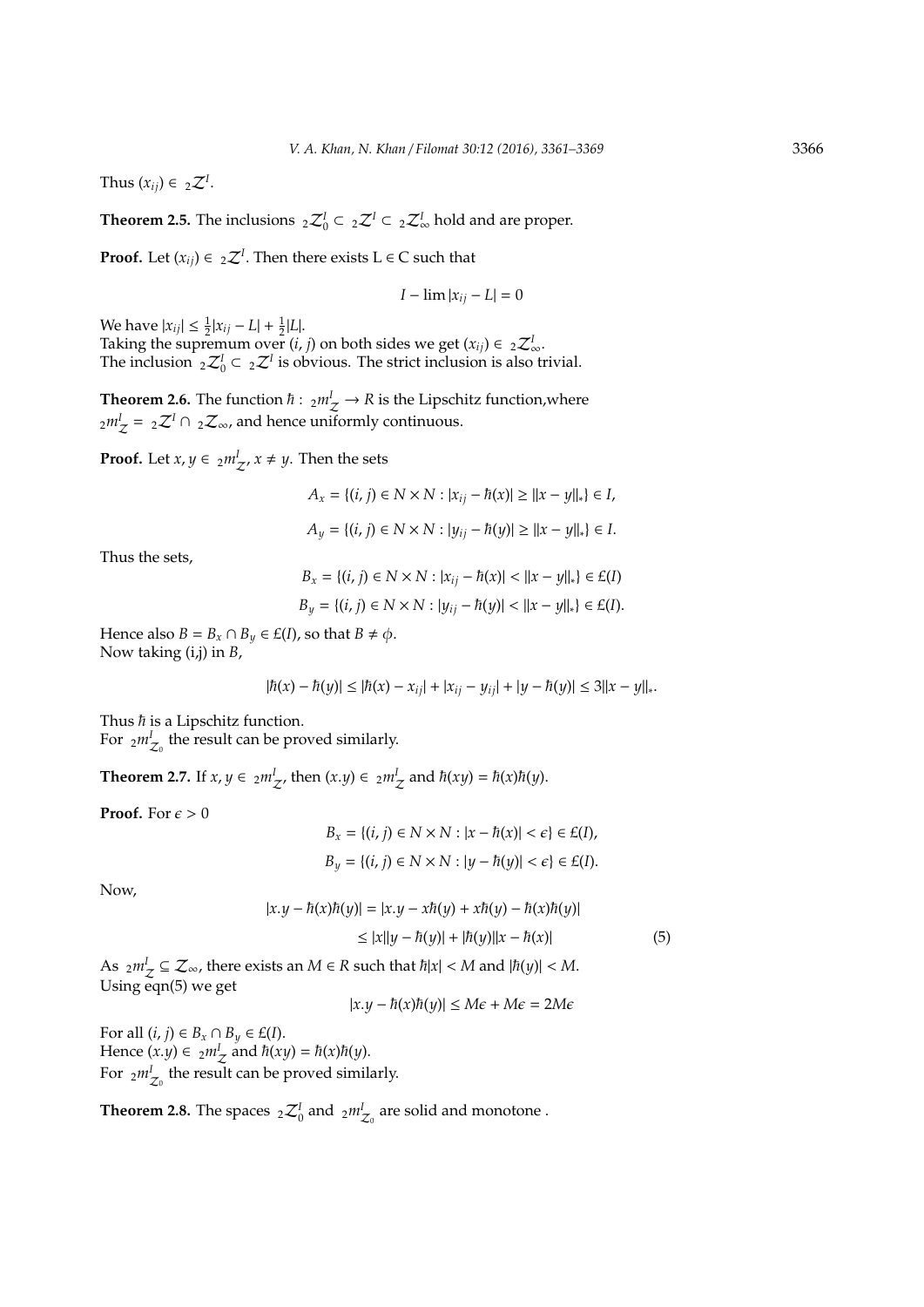Thus $(x_{ij}) \in {}_2\mathcal{Z}^I$.

**Theorem 2.5.** The inclusions ${}_2\mathcal{Z}_0^I \subset {}_2\mathcal{Z}^I \subset {}_2\mathcal{Z}_\infty^I$ hold and are proper.

**Proof.** Let $(x_{ij}) \in {}_2\mathcal{Z}^I$. Then there exists L $\in$ C such that

$$I - \lim |x_{ij} - L| = 0$$

We have $|x_{ij}| \leq \frac{1}{2}|x_{ij} - L| + \frac{1}{2}|L|$.
Taking the supremum over $(i, j)$ on both sides we get $(x_{ij}) \in {}_2\mathcal{Z}_\infty^I$.
The inclusion ${}_2\mathcal{Z}_0^I \subset {}_2\mathcal{Z}^I$ is obvious. The strict inclusion is also trivial.

**Theorem 2.6.** The function $\hbar : {}_2m_\mathcal{Z}^I \to R$ is the Lipschitz function,where ${}_2m_\mathcal{Z}^I = {}_2\mathcal{Z}^I \cap {}_2\mathcal{Z}_\infty$, and hence uniformly continuous.

**Proof.** Let $x, y \in {}_2m_\mathcal{Z}^I$, $x \neq y$. Then the sets

$$A_x = \{(i, j) \in N \times N : |x_{ij} - \hbar(x)| \geq \|x - y\|_*\} \in I,$$

$$A_y = \{(i, j) \in N \times N : |y_{ij} - \hbar(y)| \geq \|x - y\|_*\} \in I.$$

Thus the sets,

$$B_x = \{(i, j) \in N \times N : |x_{ij} - \hbar(x)| < \|x - y\|_*\} \in \pounds(I)$$

$$B_y = \{(i, j) \in N \times N : |y_{ij} - \hbar(y)| < \|x - y\|_*\} \in \pounds(I).$$

Hence also $B = B_x \cap B_y \in \pounds(I)$, so that $B \neq \phi$.
Now taking (i,j) in $B$,

$$|\hbar(x) - \hbar(y)| \leq |\hbar(x) - x_{ij}| + |x_{ij} - y_{ij}| + |y - \hbar(y)| \leq 3\|x - y\|_*.$$

Thus $\hbar$ is a Lipschitz function.
For ${}_2m_{\mathcal{Z}_0}^I$ the result can be proved similarly.

**Theorem 2.7.** If $x, y \in {}_2m_\mathcal{Z}^I$, then $(x.y) \in {}_2m_\mathcal{Z}^I$ and $\hbar(xy) = \hbar(x)\hbar(y)$.

**Proof.** For $\epsilon > 0$

$$B_x = \{(i, j) \in N \times N : |x - \hbar(x)| < \epsilon\} \in \pounds(I),$$

$$B_y = \{(i, j) \in N \times N : |y - \hbar(y)| < \epsilon\} \in \pounds(I).$$

Now,

$$\begin{aligned} |x.y - \hbar(x)\hbar(y)| &= |x.y - x\hbar(y) + x\hbar(y) - \hbar(x)\hbar(y)| \\ &\leq |x||y - \hbar(y)| + |\hbar(y)||x - \hbar(x)| \end{aligned} \tag{5}$$

As ${}_2m_\mathcal{Z}^I \subseteq \mathcal{Z}_\infty$, there exists an $M \in R$ such that $\hbar|x| < M$ and $|\hbar(y)| < M$.
Using eqn(5) we get

$$|x.y - \hbar(x)\hbar(y)| \leq M\epsilon + M\epsilon = 2M\epsilon$$

For all $(i, j) \in B_x \cap B_y \in \pounds(I)$.
Hence $(x.y) \in {}_2m_\mathcal{Z}^I$ and $\hbar(xy) = \hbar(x)\hbar(y)$.
For ${}_2m_{\mathcal{Z}_0}^I$ the result can be proved similarly.

**Theorem 2.8.** The spaces ${}_2\mathcal{Z}_0^I$ and ${}_2m_{\mathcal{Z}_0}^I$ are solid and monotone .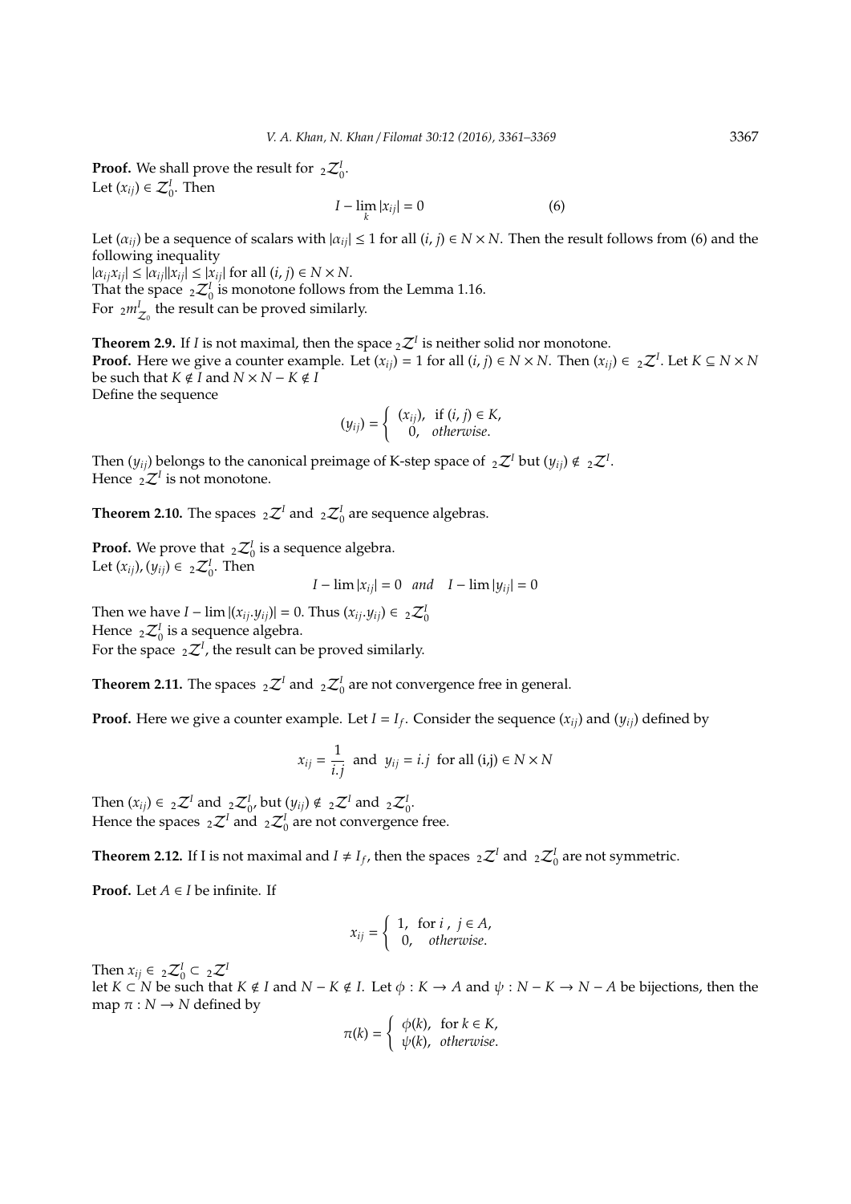**Proof.** We shall prove the result for ${}_2\mathcal{Z}^I_0$.
Let $(x_{ij}) \in \mathcal{Z}^I_0$. Then

$$I - \lim_k |x_{ij}| = 0 \qquad (6)$$

Let $(\alpha_{ij})$ be a sequence of scalars with $|\alpha_{ij}| \leq 1$ for all $(i, j) \in N \times N$. Then the result follows from (6) and the following inequality
$|\alpha_{ij} x_{ij}| \leq |\alpha_{ij}||x_{ij}| \leq |x_{ij}|$ for all $(i, j) \in N \times N$.
That the space ${}_2\mathcal{Z}^I_0$ is monotone follows from the Lemma 1.16.
For ${}_2m^I_{\mathcal{Z}_0}$ the result can be proved similarly.

**Theorem 2.9.** If $I$ is not maximal, then the space ${}_2\mathcal{Z}^I$ is neither solid nor monotone.
**Proof.** Here we give a counter example. Let $(x_{ij}) = 1$ for all $(i, j) \in N \times N$. Then $(x_{ij}) \in {}_2\mathcal{Z}^I$. Let $K \subseteq N \times N$ be such that $K \notin I$ and $N \times N - K \notin I$
Define the sequence

$$(y_{ij}) = \begin{cases} (x_{ij}), & \text{if } (i, j) \in K, \\ 0, & \textit{otherwise}. \end{cases}$$

Then $(y_{ij})$ belongs to the canonical preimage of K-step space of ${}_2\mathcal{Z}^I$ but $(y_{ij}) \notin {}_2\mathcal{Z}^I$.
Hence ${}_2\mathcal{Z}^I$ is not monotone.

**Theorem 2.10.** The spaces ${}_2\mathcal{Z}^I$ and ${}_2\mathcal{Z}^I_0$ are sequence algebras.

**Proof.** We prove that ${}_2\mathcal{Z}^I_0$ is a sequence algebra.
Let $(x_{ij}), (y_{ij}) \in {}_2\mathcal{Z}^I_0$. Then

$$I - \lim |x_{ij}| = 0 \quad \textit{and} \quad I - \lim |y_{ij}| = 0$$

Then we have $I - \lim |(x_{ij}.y_{ij})| = 0$. Thus $(x_{ij}.y_{ij}) \in {}_2\mathcal{Z}^I_0$
Hence ${}_2\mathcal{Z}^I_0$ is a sequence algebra.
For the space ${}_2\mathcal{Z}^I$, the result can be proved similarly.

**Theorem 2.11.** The spaces ${}_2\mathcal{Z}^I$ and ${}_2\mathcal{Z}^I_0$ are not convergence free in general.

**Proof.** Here we give a counter example. Let $I = I_f$. Consider the sequence $(x_{ij})$ and $(y_{ij})$ defined by

$$x_{ij} = \frac{1}{i.j} \ \text{ and } \ y_{ij} = i.j \ \text{ for all (i,j)} \in N \times N$$

Then $(x_{ij}) \in {}_2\mathcal{Z}^I$ and ${}_2\mathcal{Z}^I_0$, but $(y_{ij}) \notin {}_2\mathcal{Z}^I$ and ${}_2\mathcal{Z}^I_0$.
Hence the spaces ${}_2\mathcal{Z}^I$ and ${}_2\mathcal{Z}^I_0$ are not convergence free.

**Theorem 2.12.** If I is not maximal and $I \neq I_f$, then the spaces ${}_2\mathcal{Z}^I$ and ${}_2\mathcal{Z}^I_0$ are not symmetric.

**Proof.** Let $A \in I$ be infinite. If

$$x_{ij} = \begin{cases} 1, & \text{for } i\,,\ j \in A, \\ 0, & \textit{otherwise}. \end{cases}$$

Then $x_{ij} \in {}_2\mathcal{Z}^I_0 \subset {}_2\mathcal{Z}^I$
let $K \subset N$ be such that $K \notin I$ and $N - K \notin I$. Let $\phi : K \to A$ and $\psi : N - K \to N - A$ be bijections, then the map $\pi : N \to N$ defined by

$$\pi(k) = \begin{cases} \phi(k), & \text{for } k \in K, \\ \psi(k), & \textit{otherwise}. \end{cases}$$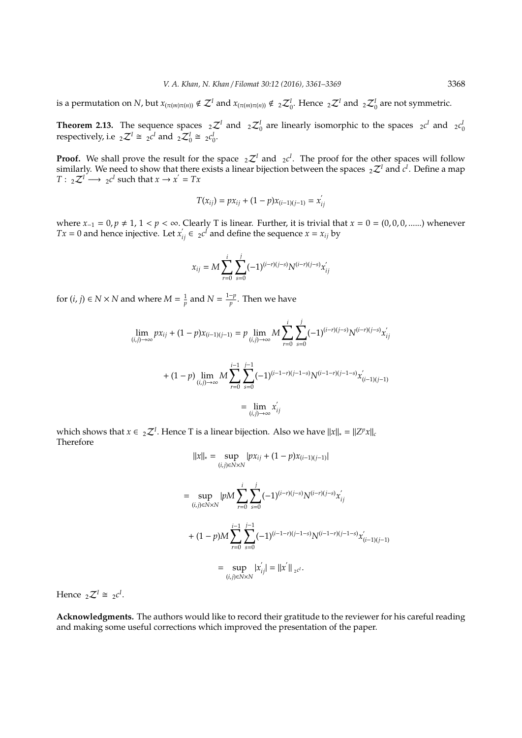is a permutation on $N$, but $x_{(\pi(m)\pi(n))} \notin \mathcal{Z}^I$ and $x_{(\pi(m)\pi(n))} \notin {}_2\mathcal{Z}_0^I$. Hence ${}_2\mathcal{Z}^I$ and ${}_2\mathcal{Z}_0^I$ are not symmetric.

**Theorem 2.13.** The sequence spaces ${}_2\mathcal{Z}^I$ and ${}_2\mathcal{Z}_0^I$ are linearly isomorphic to the spaces ${}_2c^I$ and ${}_2c_0^I$ respectively, i.e ${}_2\mathcal{Z}^I \cong {}_2c^I$ and ${}_2\mathcal{Z}_0^I \cong {}_2c_0^I$.

**Proof.** We shall prove the result for the space ${}_2\mathcal{Z}^I$ and ${}_2c^I$. The proof for the other spaces will follow similarly. We need to show that there exists a linear bijection between the spaces ${}_2\mathcal{Z}^I$ and $c^I$. Define a map $T: {}_2\mathcal{Z}^I \longrightarrow {}_2c^I$ such that $x \rightarrow x' = Tx$

$$T(x_{ij}) = px_{ij} + (1-p)x_{(i-1)(j-1)} = x'_{ij}$$

where $x_{-1} = 0, p \neq 1, 1 < p < \infty$. Clearly T is linear. Further, it is trivial that $x = 0 = (0, 0, 0, ......)$ whenever $Tx = 0$ and hence injective. Let $x'_{ij} \in {}_2c^I$ and define the sequence $x = x_{ij}$ by

$$x_{ij} = M \sum_{r=0}^{i} \sum_{s=0}^{j} (-1)^{(i-r)(j-s)} N^{(i-r)(j-s)} x'_{ij}$$

for $(i, j) \in N \times N$ and where $M = \frac{1}{p}$ and $N = \frac{1-p}{p}$. Then we have

$$\lim_{(i,j)\to\infty} px_{ij} + (1-p)x_{(i-1)(j-1)} = p \lim_{(i,j)\to\infty} M \sum_{r=0}^{i} \sum_{s=0}^{j} (-1)^{(i-r)(j-s)} N^{(i-r)(j-s)} x'_{ij}$$

$$+ (1-p) \lim_{(i,j)\to\infty} M \sum_{r=0}^{i-1} \sum_{s=0}^{j-1} (-1)^{(i-1-r)(j-1-s)} N^{(i-1-r)(j-1-s)} x'_{(i-1)(j-1)}$$

$$= \lim_{(i,j)\to\infty} x'_{ij}$$

which shows that $x \in {}_2\mathcal{Z}^I$. Hence T is a linear bijection. Also we have $\|x\|_* = \|Z^p x\|_c$
Therefore

$$\|x\|_* = \sup_{(i,j)\in N\times N} |px_{ij} + (1-p)x_{(i-1)(j-1)}|$$

$$= \sup_{(i,j)\in N\times N} |pM \sum_{r=0}^{i} \sum_{s=0}^{j} (-1)^{(i-r)(j-s)} N^{(i-r)(j-s)} x'_{ij}$$

$$+ (1-p)M \sum_{r=0}^{i-1} \sum_{s=0}^{j-1} (-1)^{(i-1-r)(j-1-s)} N^{(i-1-r)(j-1-s)} x'_{(i-1)(j-1)}$$

$$= \sup_{(i,j)\in N\times N} |x'_{ij}| = \|x'\|_{{}_2c^I}.$$

Hence ${}_2\mathcal{Z}^I \cong {}_2c^I$.

**Acknowledgments.** The authors would like to record their gratitude to the reviewer for his careful reading and making some useful corrections which improved the presentation of the paper.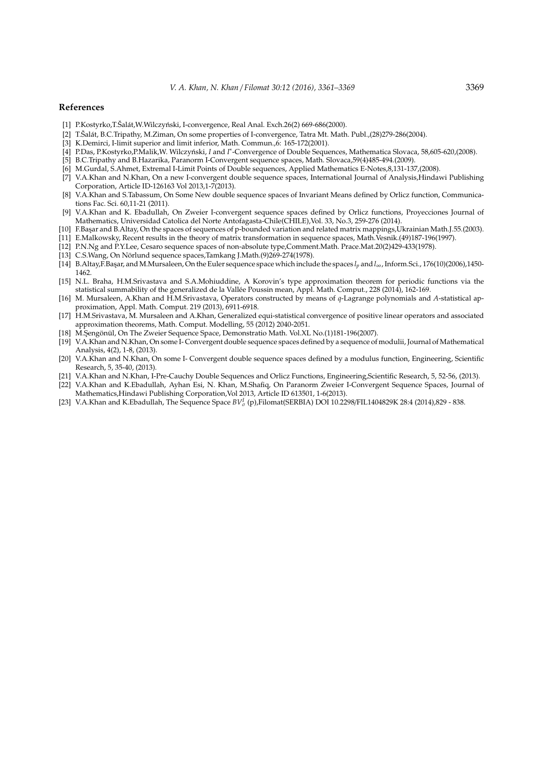## References

[1] P.Kostyrko,T.Šalát,W.Wilczyński, I-convergence, Real Anal. Exch.26(2) 669-686(2000).

[2] T.Šalát, B.C.Tripathy, M.Ziman, On some properties of I-convergence, Tatra Mt. Math. Publ.,(28)279-286(2004).

[3] K.Demirci, I-limit superior and limit inferior, Math. Commun.,6: 165-172(2001).

[4] P.Das, P.Kostyrko,P.Malik,W. Wilczyński, $I$ and $I^*$-Convergence of Double Sequences, Mathematica Slovaca, 58,605-620,(2008).

[5] B.C.Tripathy and B.Hazarika, Paranorm I-Convergent sequence spaces, Math. Slovaca,59(4)485-494.(2009).

[6] M.Gurdal, S.Ahmet, Extremal I-Limit Points of Double sequences, Applied Mathematics E-Notes,8,131-137,(2008).

[7] V.A.Khan and N.Khan, On a new I-convergent double sequence spaces, International Journal of Analysis,Hindawi Publishing Corporation, Article ID-126163 Vol 2013,1-7(2013).

[8] V.A.Khan and S.Tabassum, On Some New double sequence spaces of Invariant Means defined by Orlicz function, Communications Fac. Sci. 60,11-21 (2011).

[9] V.A.Khan and K. Ebadullah, On Zweier I-convergent sequence spaces defined by Orlicz functions, Proyecciones Journal of Mathematics, Universidad Catolica del Norte Antofagasta-Chile(CHILE),Vol. 33, No.3, 259-276 (2014).

[10] F.Başar and B.Altay, On the spaces of sequences of p-bounded variation and related matrix mappings,Ukrainian Math.J.55.(2003).

[11] E.Malkowsky, Recent results in the theory of matrix transformation in sequence spaces, Math.Vesnik.(49)187-196(1997).

[12] P.N.Ng and P.Y.Lee, Cesaro sequence spaces of non-absolute type,Comment.Math. Prace.Mat.20(2)429-433(1978).

[13] C.S.Wang, On Nörlund sequence spaces,Tamkang J.Math.(9)269-274(1978).

[14] B.Altay,F.Başar, and M.Mursaleen, On the Euler sequence space which include the spaces $l_p$ and $l_\infty$, Inform.Sci., 176(10)(2006),1450-1462.

[15] N.L. Braha, H.M.Srivastava and S.A.Mohiuddine, A Korovin's type approximation theorem for periodic functions via the statistical summability of the generalized de la Vallée Poussin mean, Appl. Math. Comput., 228 (2014), 162-169.

[16] M. Mursaleen, A.Khan and H.M.Srivastava, Operators constructed by means of $q$-Lagrange polynomials and $A$-statistical approximation, Appl. Math. Comput. 219 (2013), 6911-6918.

[17] H.M.Srivastava, M. Mursaleen and A.Khan, Generalized equi-statistical convergence of positive linear operators and associated approximation theorems, Math. Comput. Modelling, 55 (2012) 2040-2051.

[18] M.Şengönül, On The Zweier Sequence Space, Demonstratio Math. Vol.XL No.(1)181-196(2007).

[19] V.A.Khan and N.Khan, On some I- Convergent double sequence spaces defined by a sequence of modulii, Journal of Mathematical Analysis, 4(2), 1-8, (2013).

[20] V.A.Khan and N.Khan, On some I- Convergent double sequence spaces defined by a modulus function, Engineering, Scientific Research, 5, 35-40, (2013).

[21] V.A.Khan and N.Khan, I-Pre-Cauchy Double Sequences and Orlicz Functions, Engineering,Scientific Research, 5, 52-56, (2013).

[22] V.A.Khan and K.Ebadullah, Ayhan Esi, N. Khan, M.Shafiq, On Paranorm Zweier I-Convergent Sequence Spaces, Journal of Mathematics,Hindawi Publishing Corporation,Vol 2013, Article ID 613501, 1-6(2013).

[23] V.A.Khan and K.Ebadullah, The Sequence Space $BV_\sigma^I$ (p),Filomat(SERBIA) DOI 10.2298/FIL1404829K 28:4 (2014),829 - 838.